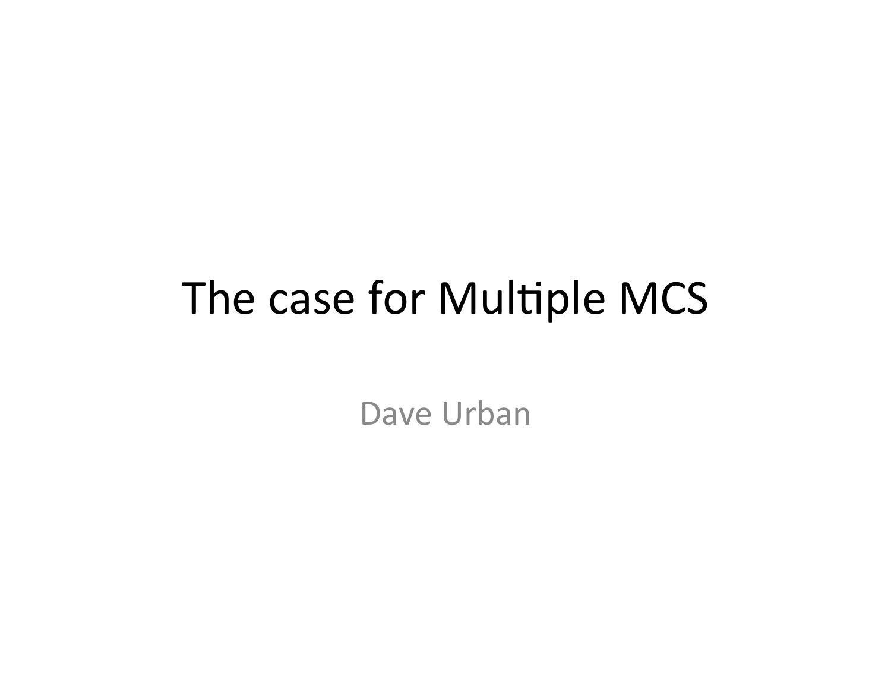# The case for Multiple MCS

Dave Urban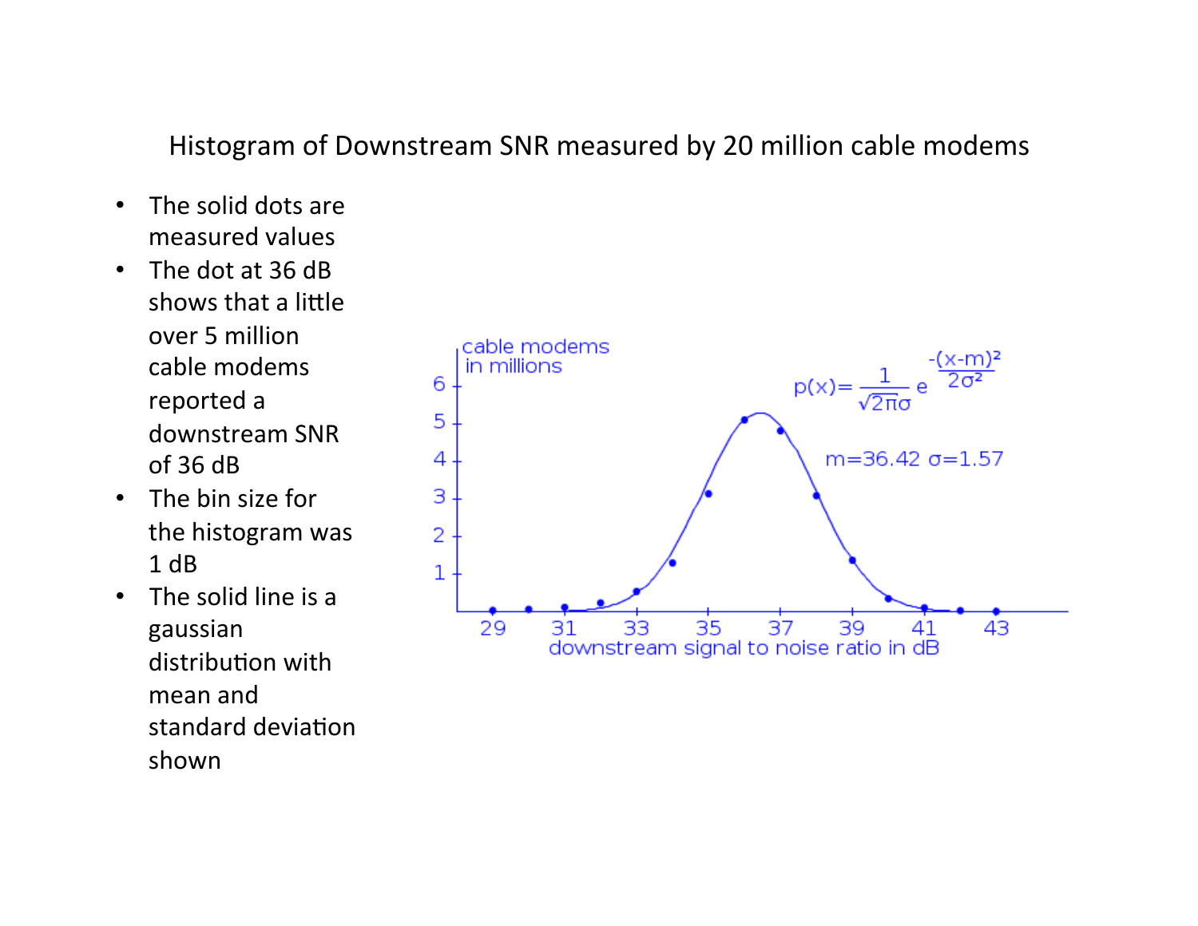## Histogram of Downstream SNR measured by 20 million cable modems

- The solid dots are measured values
- The dot at 36 dB shows that a little over 5 million cable modems reported a downstream SNR of 36 dB
- The bin size for the histogram was 1 dB
- The solid line is a gaussian distribution with mean and standard deviation shown

cable modems in millions

$$p(x) = \frac{1}{\sqrt{2\pi}\sigma} e^{\frac{-(x-m)^2}{2\sigma^2}}$$

$m=36.42 \quad \sigma=1.57$

downstream signal to noise ratio in dB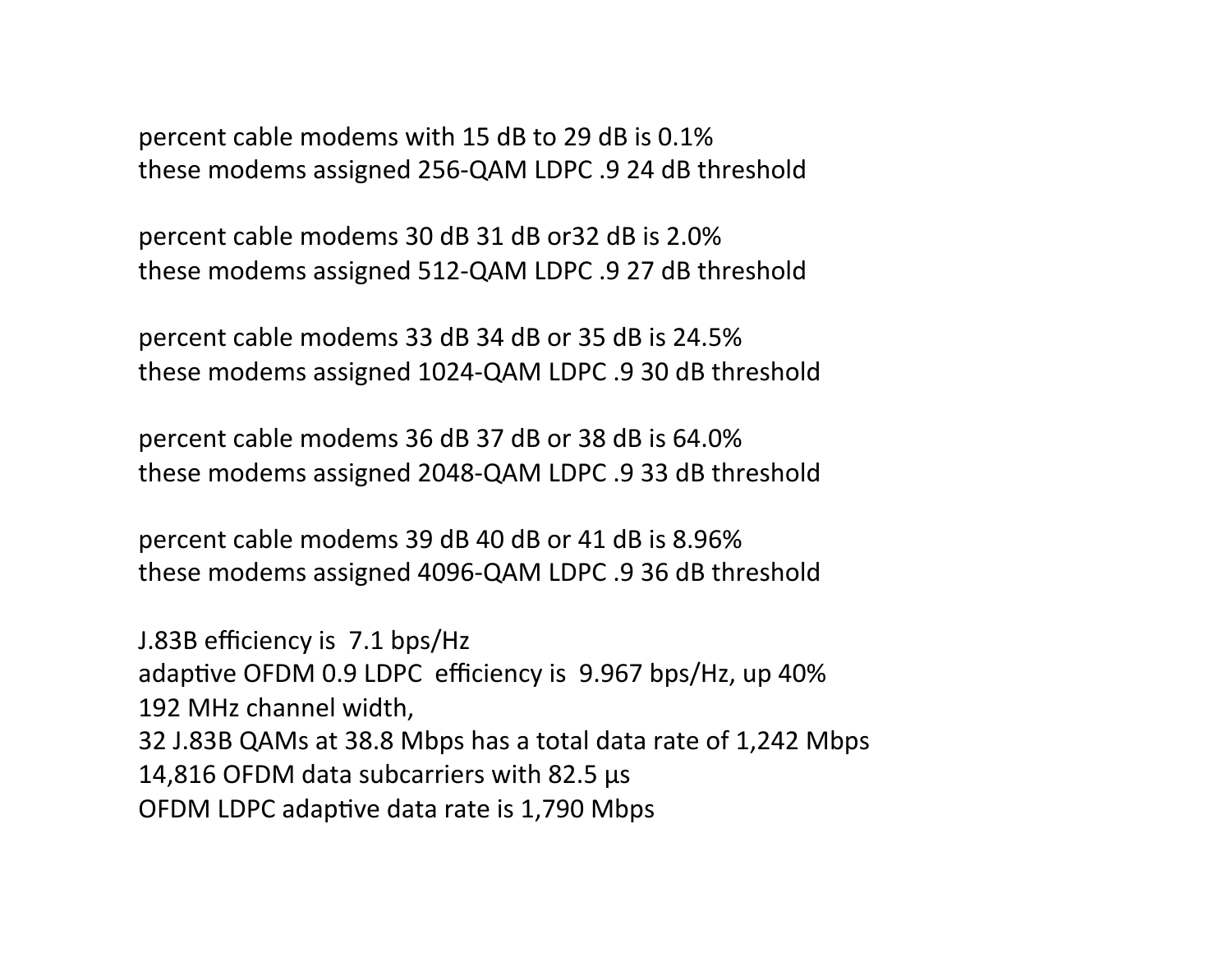percent cable modems with 15 dB to 29 dB is 0.1%
these modems assigned 256-QAM LDPC .9 24 dB threshold

percent cable modems 30 dB 31 dB or32 dB is 2.0%
these modems assigned 512-QAM LDPC .9 27 dB threshold

percent cable modems 33 dB 34 dB or 35 dB is 24.5%
these modems assigned 1024-QAM LDPC .9 30 dB threshold

percent cable modems 36 dB 37 dB or 38 dB is 64.0%
these modems assigned 2048-QAM LDPC .9 33 dB threshold

percent cable modems 39 dB 40 dB or 41 dB is 8.96%
these modems assigned 4096-QAM LDPC .9 36 dB threshold

J.83B efficiency is 7.1 bps/Hz
adaptive OFDM 0.9 LDPC efficiency is 9.967 bps/Hz, up 40%
192 MHz channel width,
32 J.83B QAMs at 38.8 Mbps has a total data rate of 1,242 Mbps
14,816 OFDM data subcarriers with 82.5 µs
OFDM LDPC adaptive data rate is 1,790 Mbps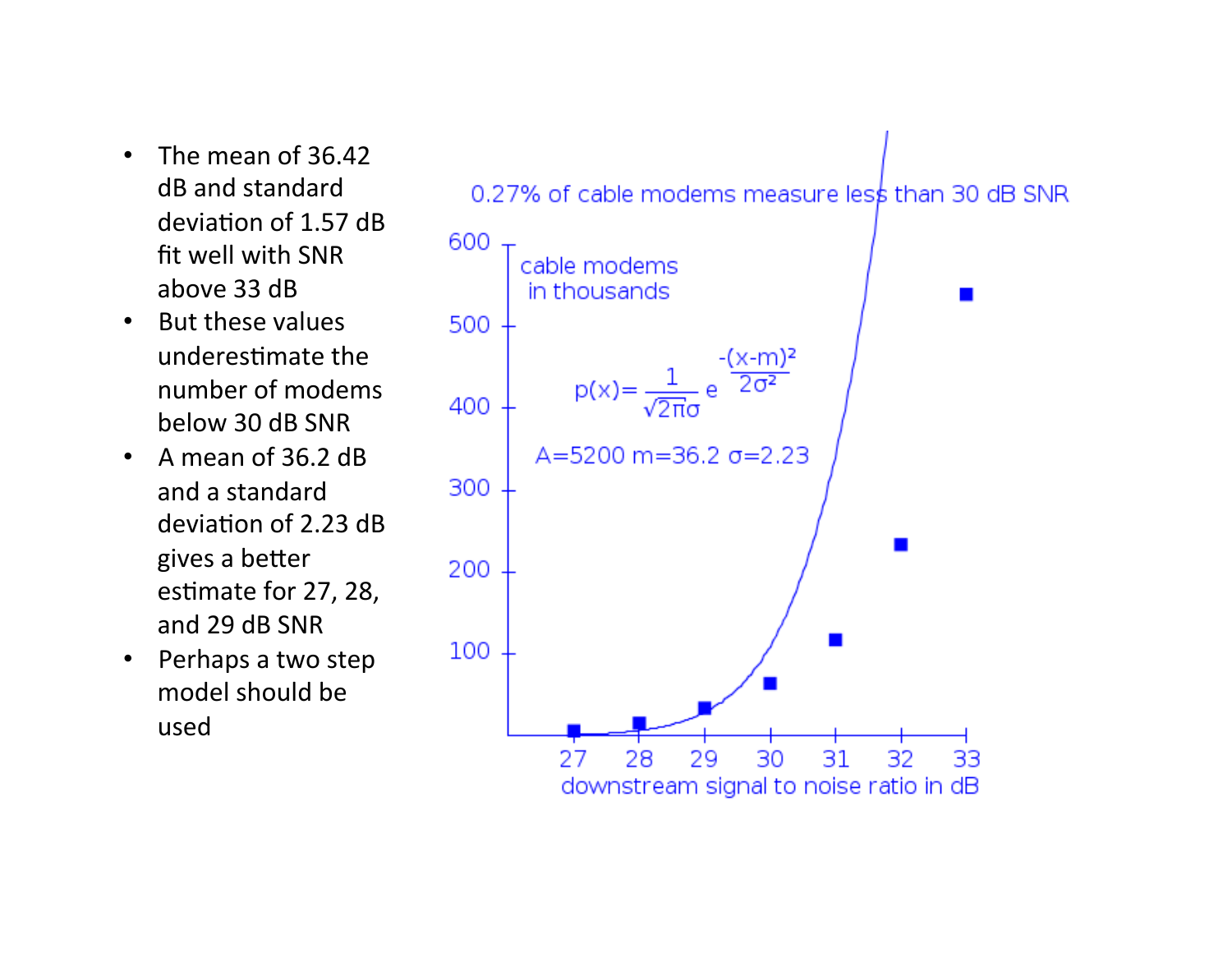- The mean of 36.42 dB and standard deviation of 1.57 dB fit well with SNR above 33 dB
- But these values underestimate the number of modems below 30 dB SNR
- A mean of 36.2 dB and a standard deviation of 2.23 dB gives a better estimate for 27, 28, and 29 dB SNR
- Perhaps a two step model should be used

0.27% of cable modems measure less than 30 dB SNR

cable modems in thousands

$$p(x) = \frac{1}{\sqrt{2\pi}\sigma} e^{\frac{-(x-m)^2}{2\sigma^2}}$$

A=5200 m=36.2 σ=2.23

downstream signal to noise ratio in dB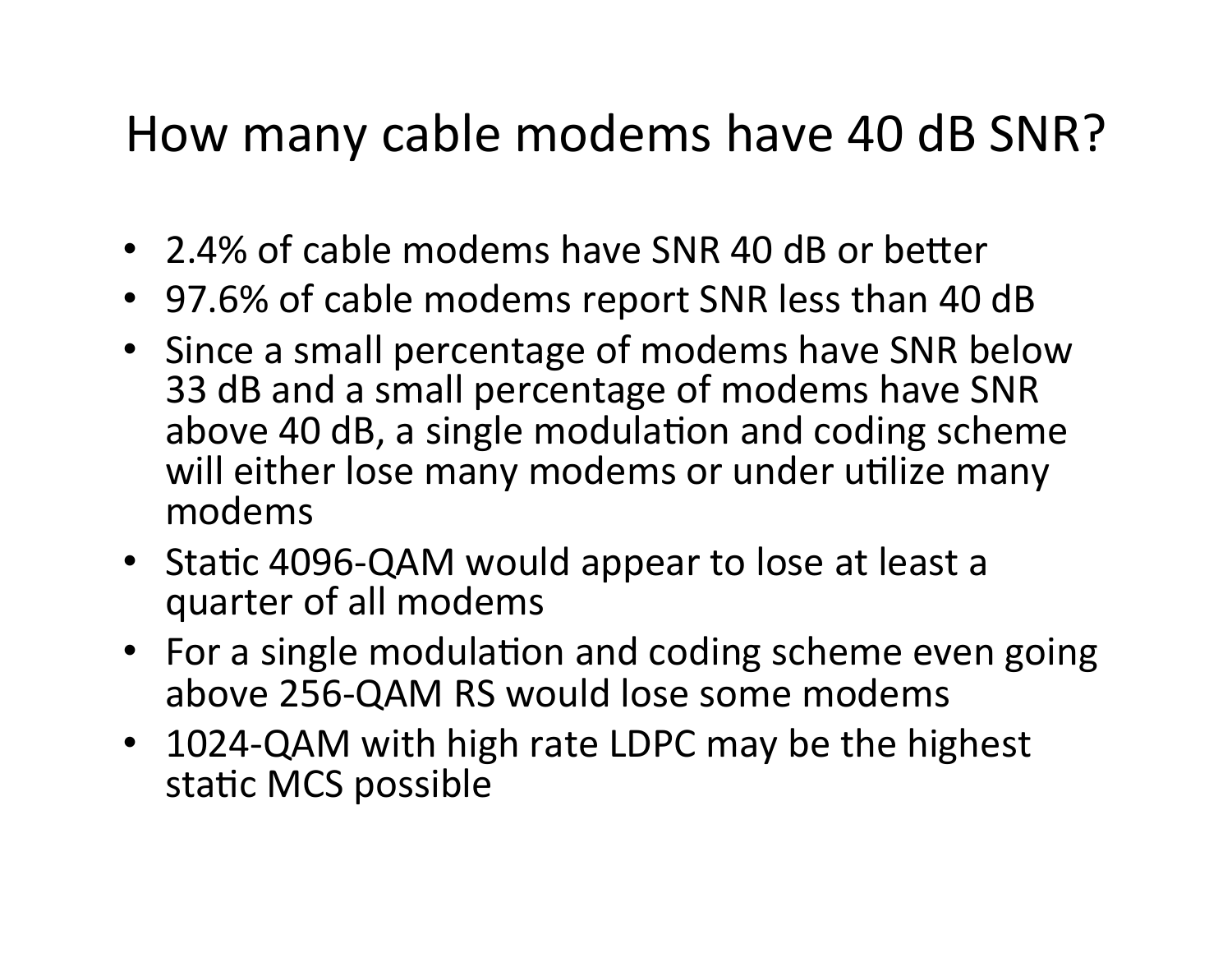# How many cable modems have 40 dB SNR?

- 2.4% of cable modems have SNR 40 dB or better
- 97.6% of cable modems report SNR less than 40 dB
- Since a small percentage of modems have SNR below 33 dB and a small percentage of modems have SNR above 40 dB, a single modulation and coding scheme will either lose many modems or under utilize many modems
- Static 4096-QAM would appear to lose at least a quarter of all modems
- For a single modulation and coding scheme even going above 256-QAM RS would lose some modems
- 1024-QAM with high rate LDPC may be the highest static MCS possible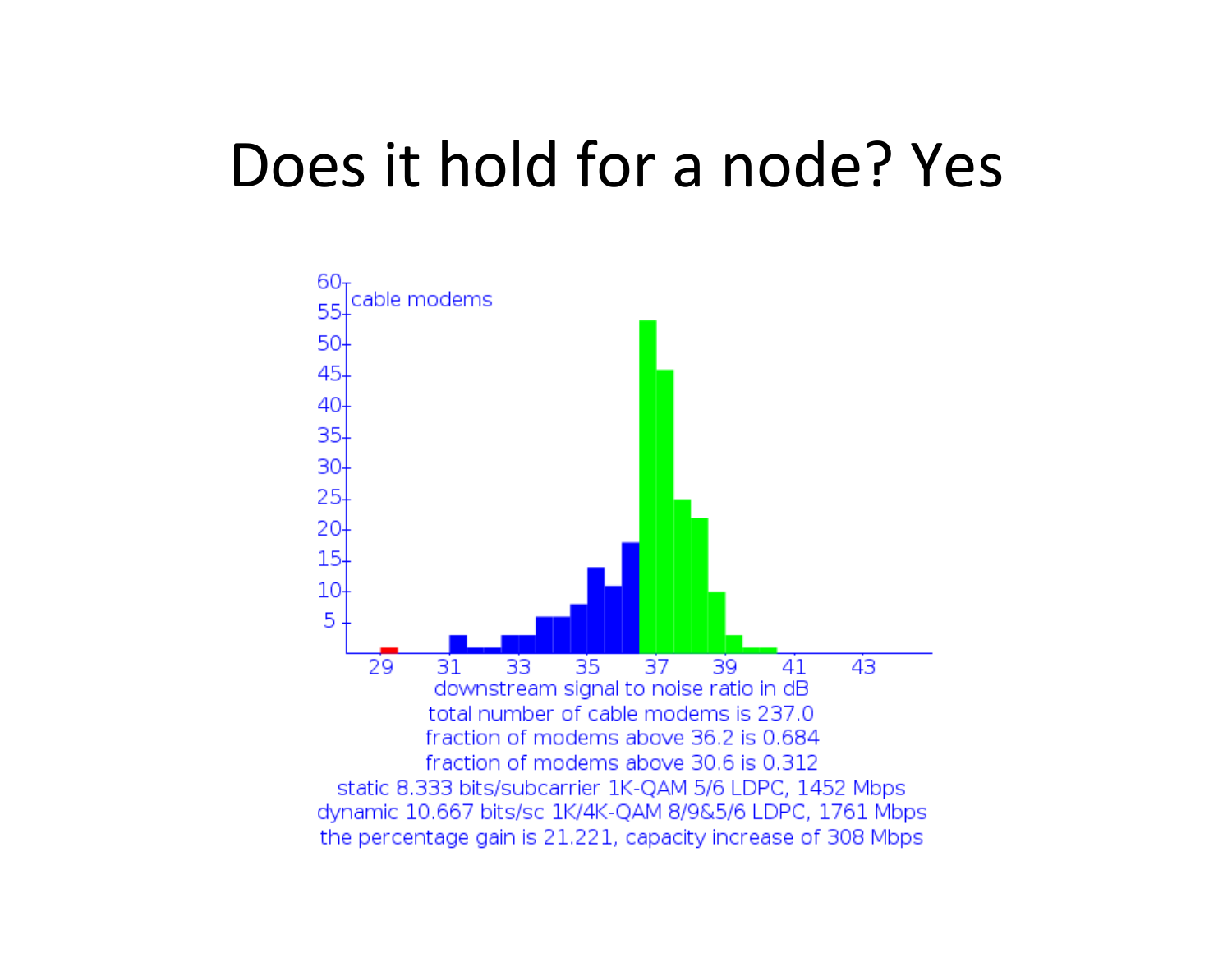# Does it hold for a node? Yes

cable modems

downstream signal to noise ratio in dB

total number of cable modems is 237.0

fraction of modems above 36.2 is 0.684

fraction of modems above 30.6 is 0.312

static 8.333 bits/subcarrier 1K-QAM 5/6 LDPC, 1452 Mbps

dynamic 10.667 bits/sc 1K/4K-QAM 8/9&5/6 LDPC, 1761 Mbps

the percentage gain is 21.221, capacity increase of 308 Mbps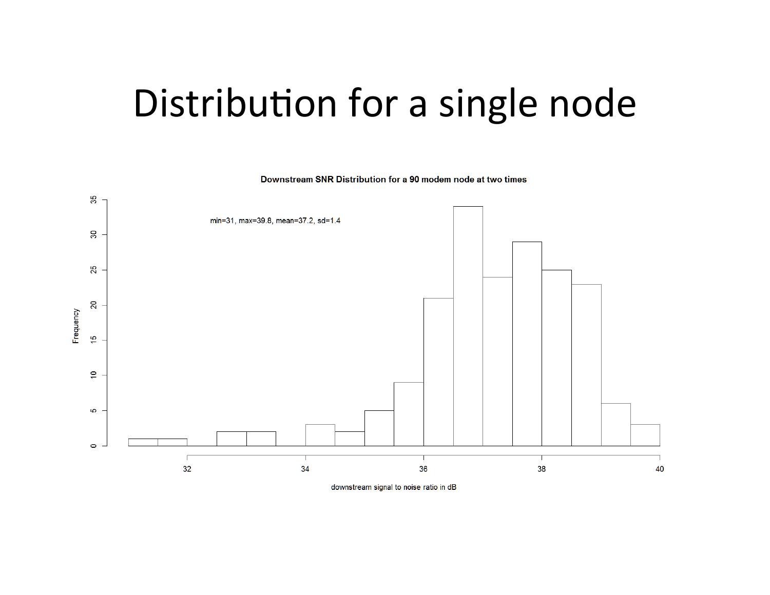# Distribution for a single node

Downstream SNR Distribution for a 90 modem node at two times

min=31, max=39.8, mean=37.2, sd=1.4

Frequency

downstream signal to noise ratio in dB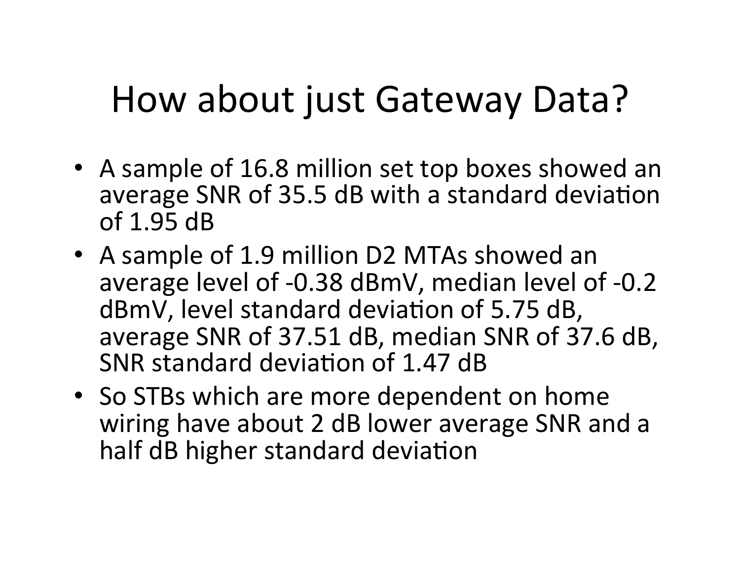# How about just Gateway Data?

- A sample of 16.8 million set top boxes showed an average SNR of 35.5 dB with a standard deviation of 1.95 dB
- A sample of 1.9 million D2 MTAs showed an average level of -0.38 dBmV, median level of -0.2 dBmV, level standard deviation of 5.75 dB, average SNR of 37.51 dB, median SNR of 37.6 dB, SNR standard deviation of 1.47 dB
- So STBs which are more dependent on home wiring have about 2 dB lower average SNR and a half dB higher standard deviation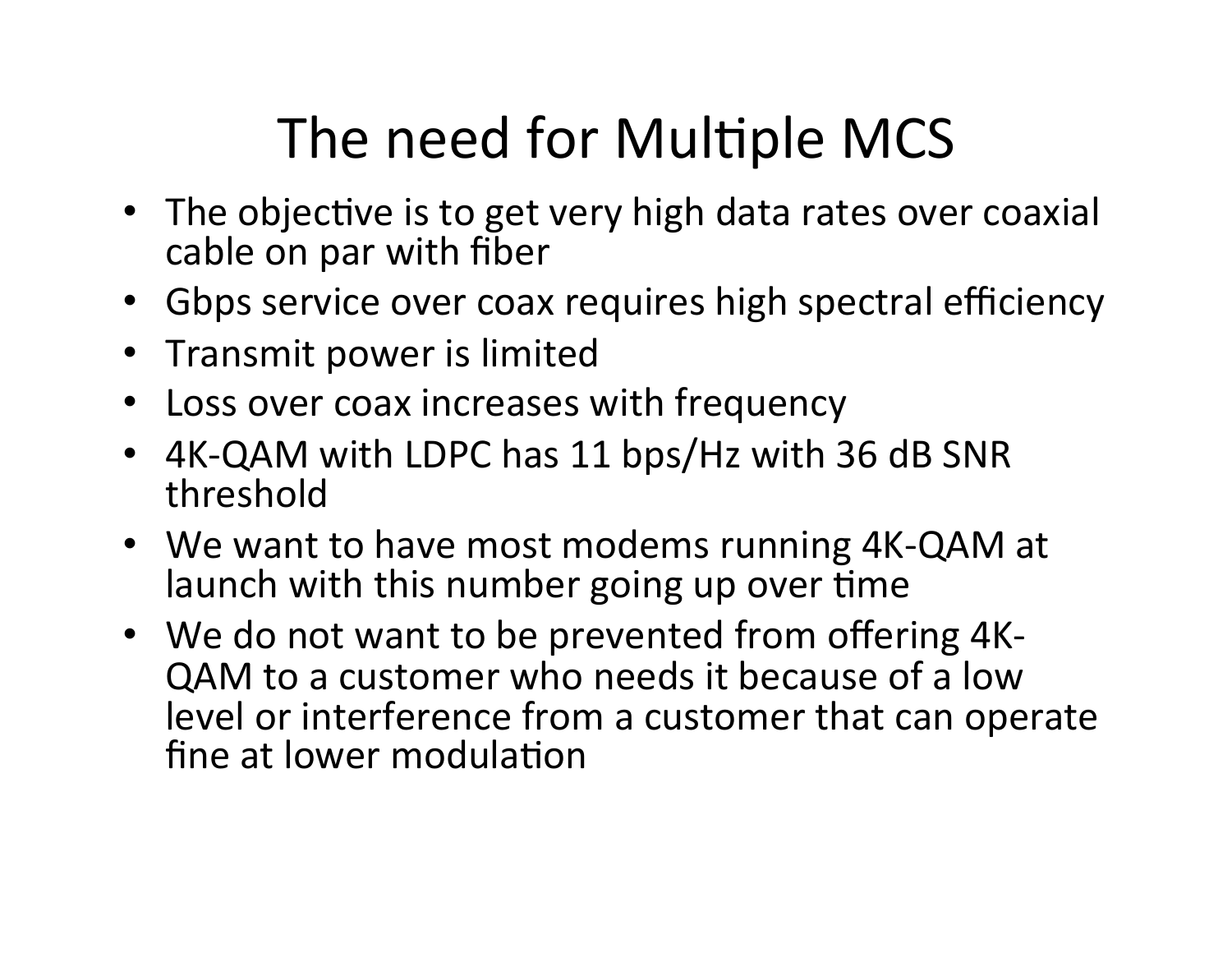# The need for Multiple MCS

- The objective is to get very high data rates over coaxial cable on par with fiber
- Gbps service over coax requires high spectral efficiency
- Transmit power is limited
- Loss over coax increases with frequency
- 4K-QAM with LDPC has 11 bps/Hz with 36 dB SNR threshold
- We want to have most modems running 4K-QAM at launch with this number going up over time
- We do not want to be prevented from offering 4K-QAM to a customer who needs it because of a low level or interference from a customer that can operate fine at lower modulation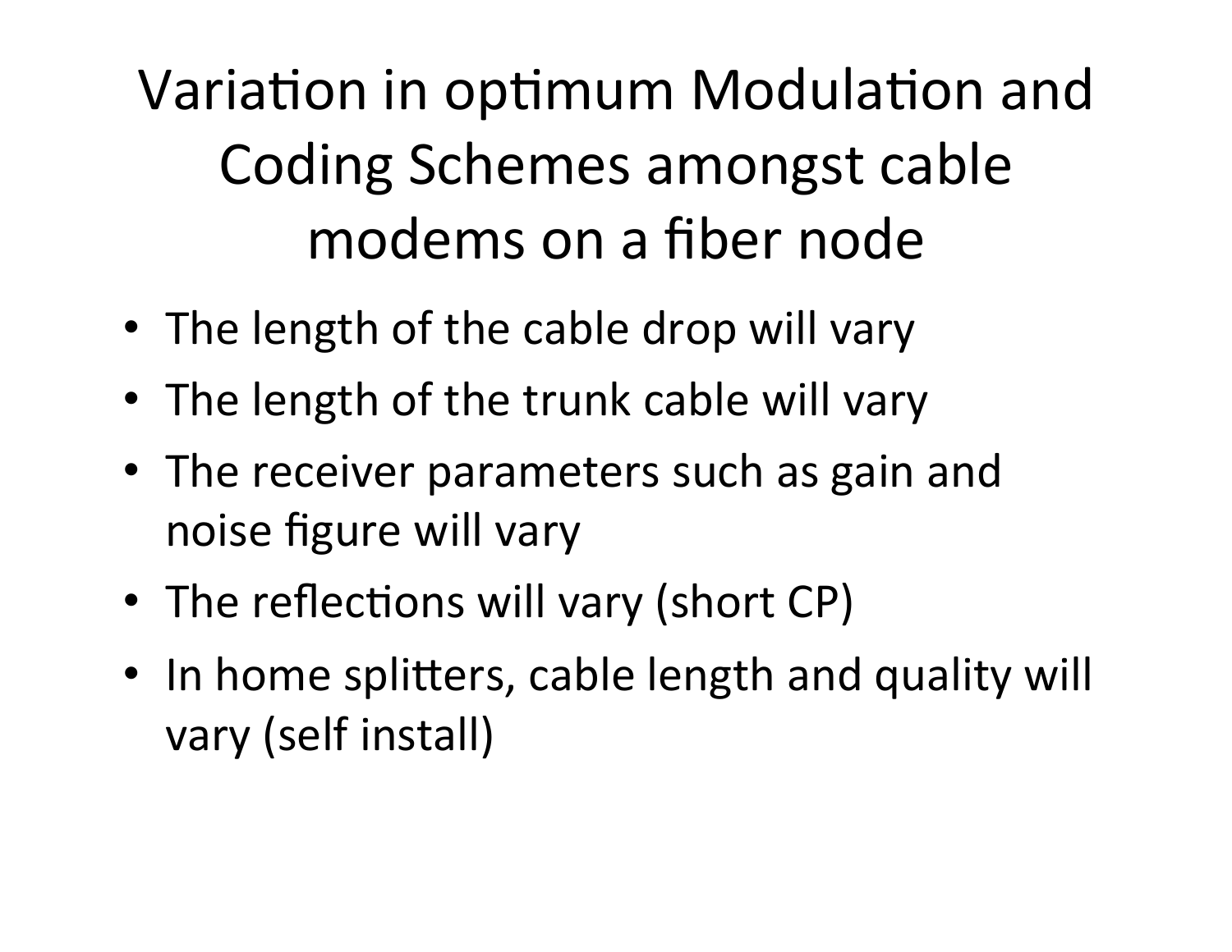# Variation in optimum Modulation and Coding Schemes amongst cable modems on a fiber node

- The length of the cable drop will vary
- The length of the trunk cable will vary
- The receiver parameters such as gain and noise figure will vary
- The reflections will vary (short CP)
- In home splitters, cable length and quality will vary (self install)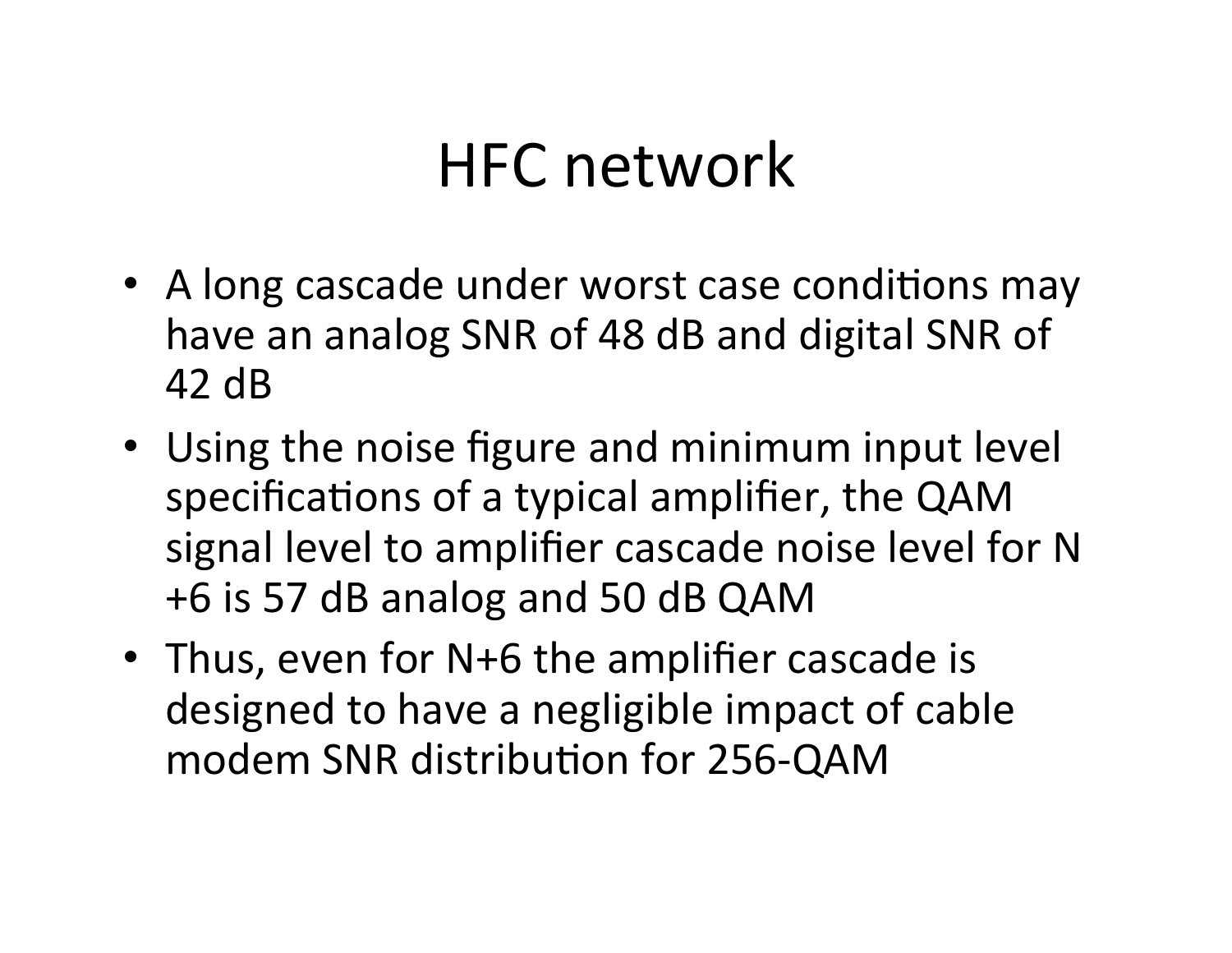# HFC network

- A long cascade under worst case conditions may have an analog SNR of 48 dB and digital SNR of 42 dB
- Using the noise figure and minimum input level specifications of a typical amplifier, the QAM signal level to amplifier cascade noise level for N+6 is 57 dB analog and 50 dB QAM
- Thus, even for N+6 the amplifier cascade is designed to have a negligible impact of cable modem SNR distribution for 256-QAM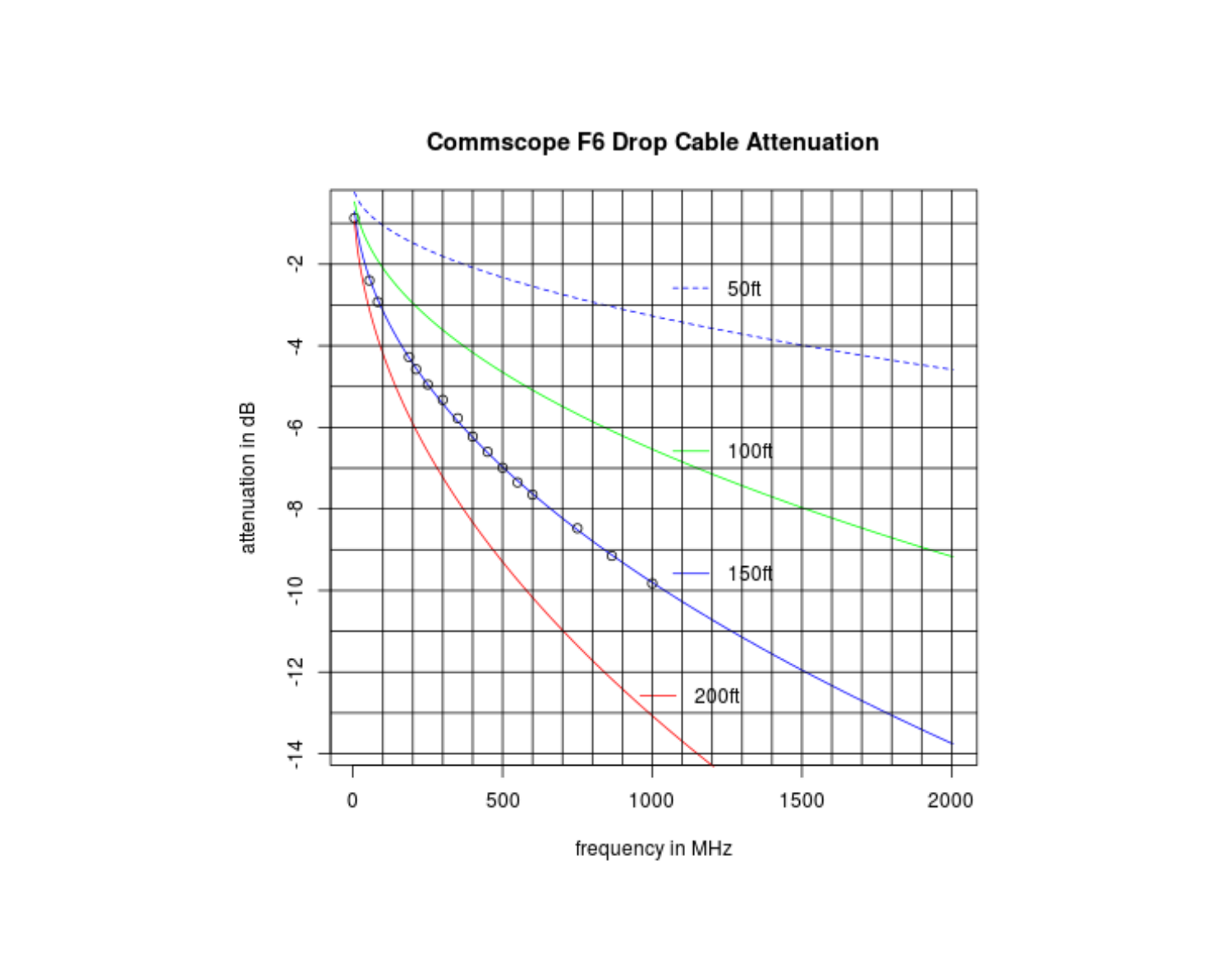**Commscope F6 Drop Cable Attenuation**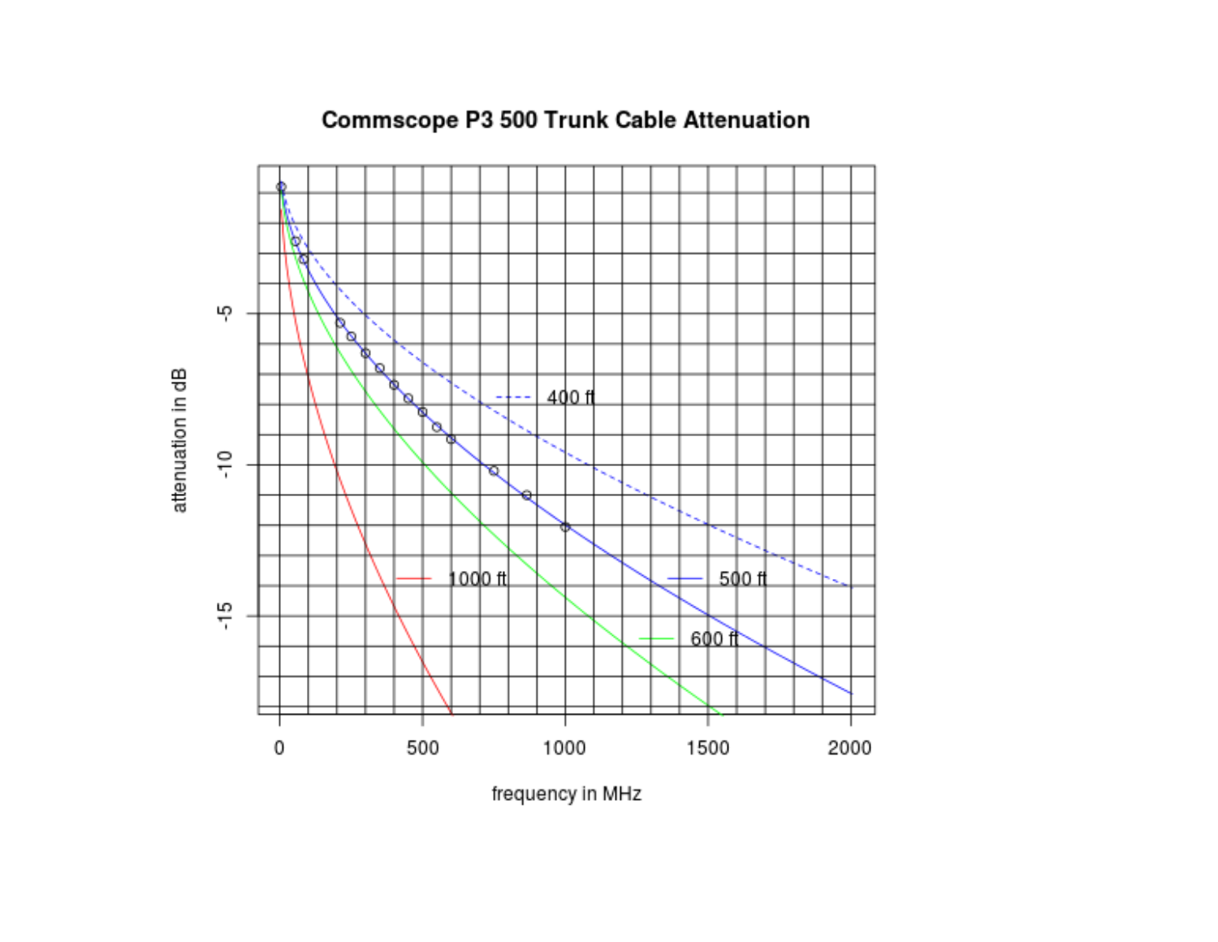**Commscope P3 500 Trunk Cable Attenuation**

attenuation in dB

frequency in MHz

400 ft

500 ft

600 ft

1000 ft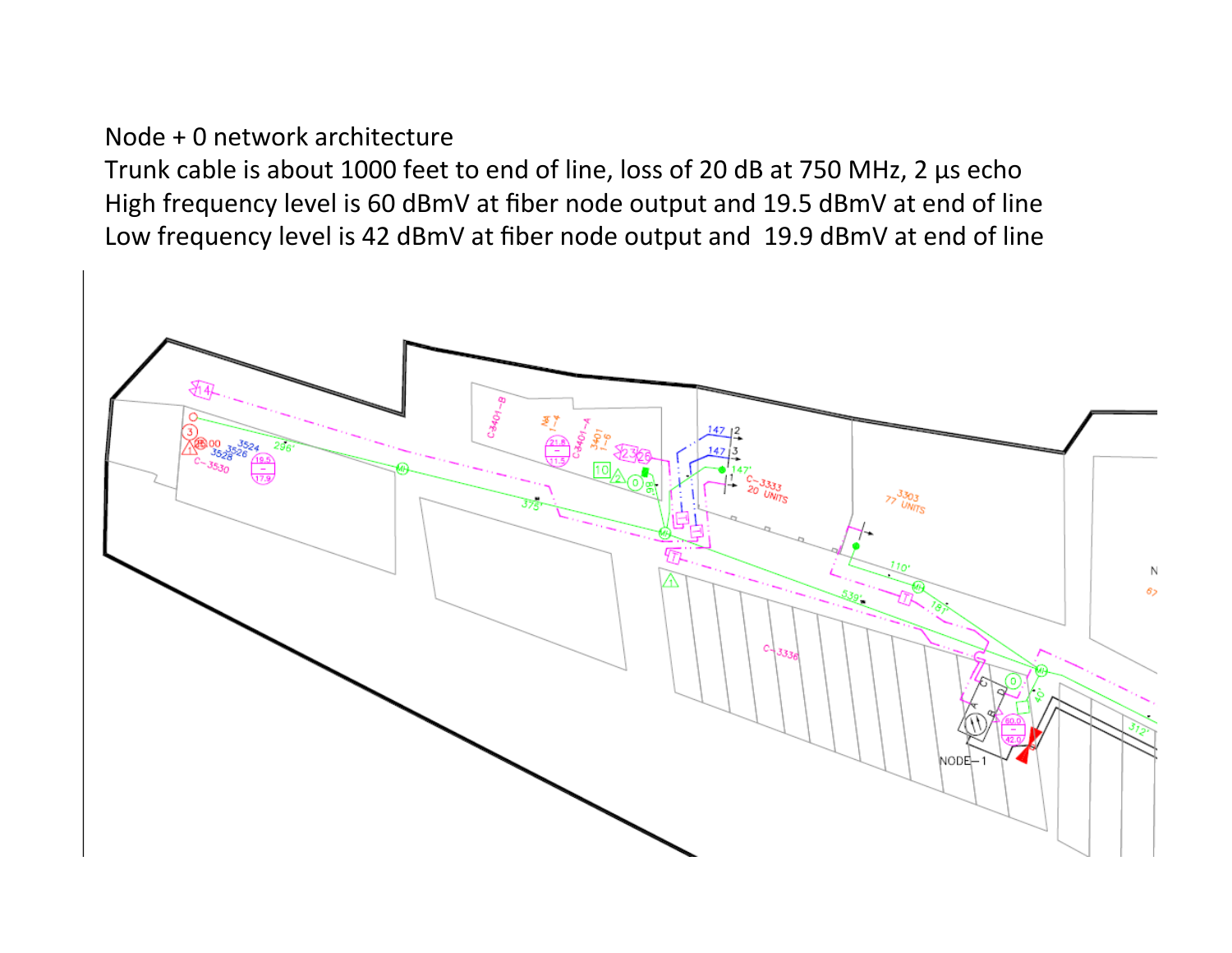Node + 0 network architecture

Trunk cable is about 1000 feet to end of line, loss of 20 dB at 750 MHz, 2 μs echo

High frequency level is 60 dBmV at fiber node output and 19.5 dBmV at end of line

Low frequency level is 42 dBmV at fiber node output and 19.9 dBmV at end of line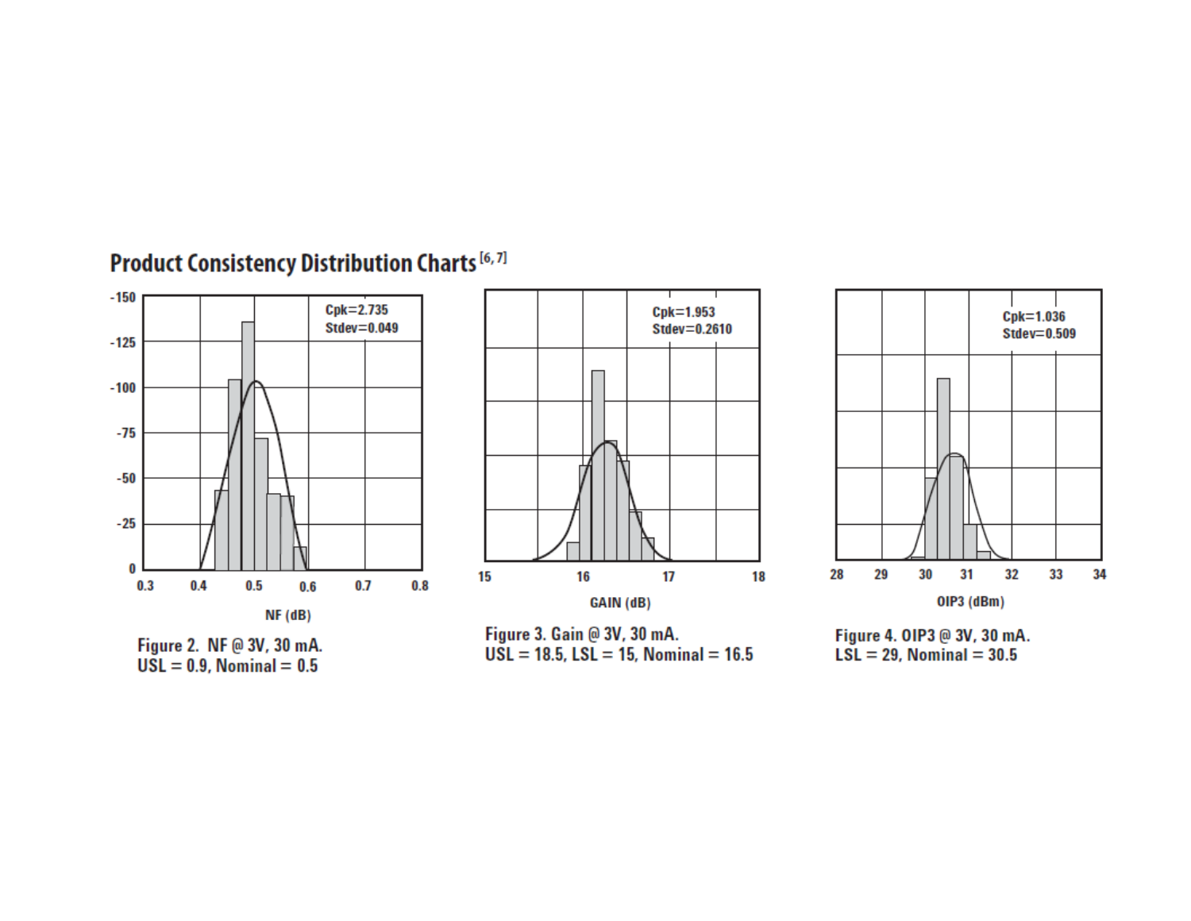## Product Consistency Distribution Charts [6, 7]

Figure 2. NF @ 3V, 30 mA.
USL = 0.9, Nominal = 0.5

Figure 3. Gain @ 3V, 30 mA.
USL = 18.5, LSL = 15, Nominal = 16.5

Figure 4. OIP3 @ 3V, 30 mA.
LSL = 29, Nominal = 30.5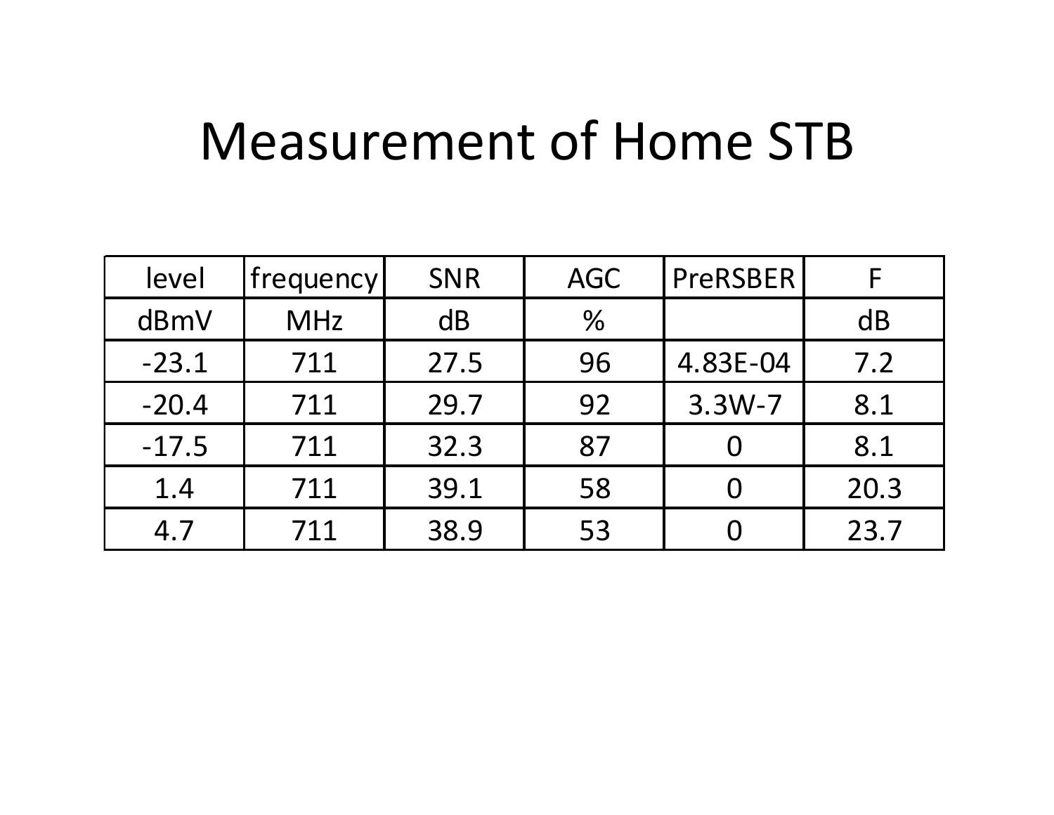# Measurement of Home STB

| level | frequency | SNR | AGC | PreRSBER | F |
|---|---|---|---|---|---|
| dBmV | MHz | dB | % | | dB |
| -23.1 | 711 | 27.5 | 96 | 4.83E-04 | 7.2 |
| -20.4 | 711 | 29.7 | 92 | 3.3W-7 | 8.1 |
| -17.5 | 711 | 32.3 | 87 | 0 | 8.1 |
| 1.4 | 711 | 39.1 | 58 | 0 | 20.3 |
| 4.7 | 711 | 38.9 | 53 | 0 | 23.7 |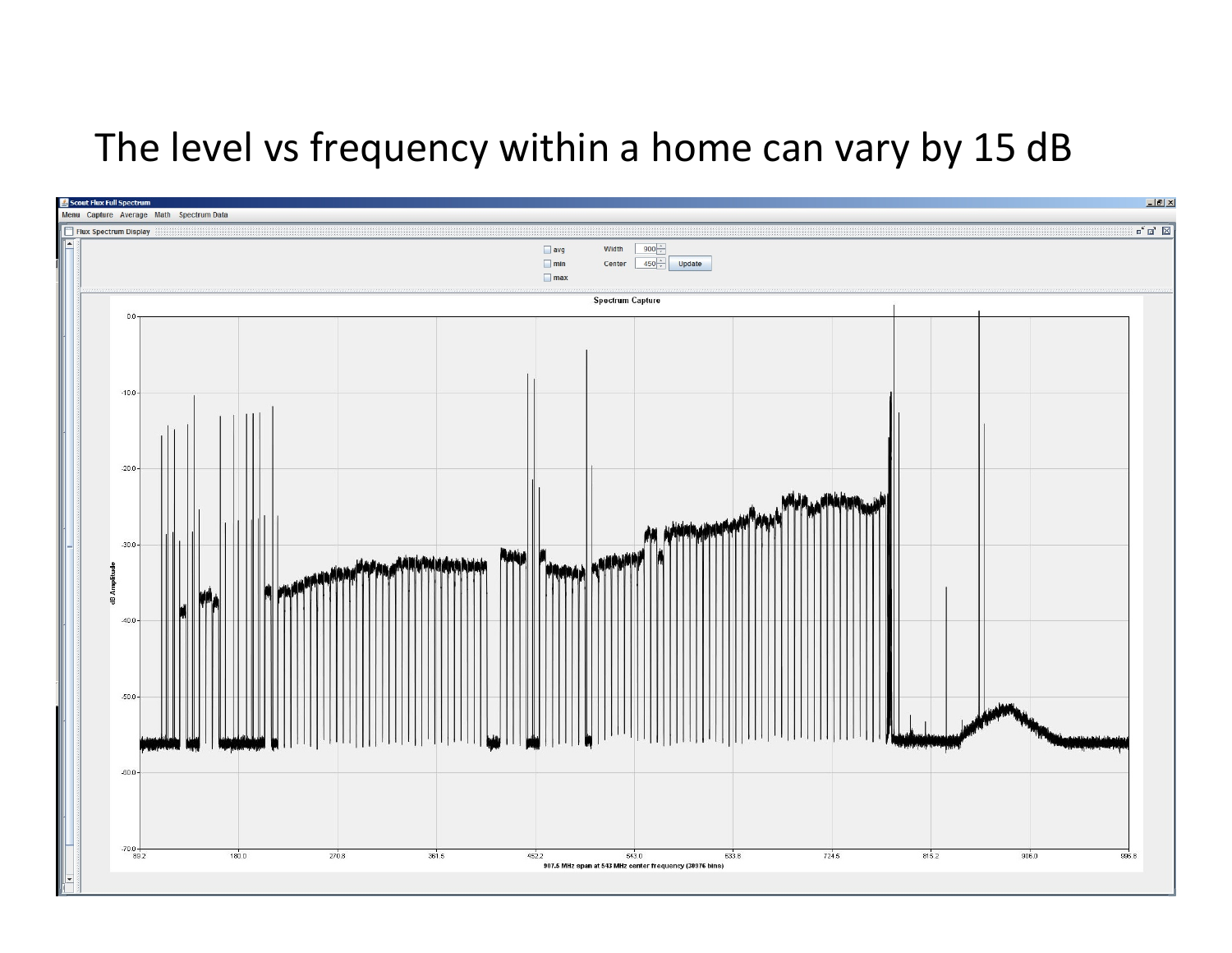# The level vs frequency within a home can vary by 15 dB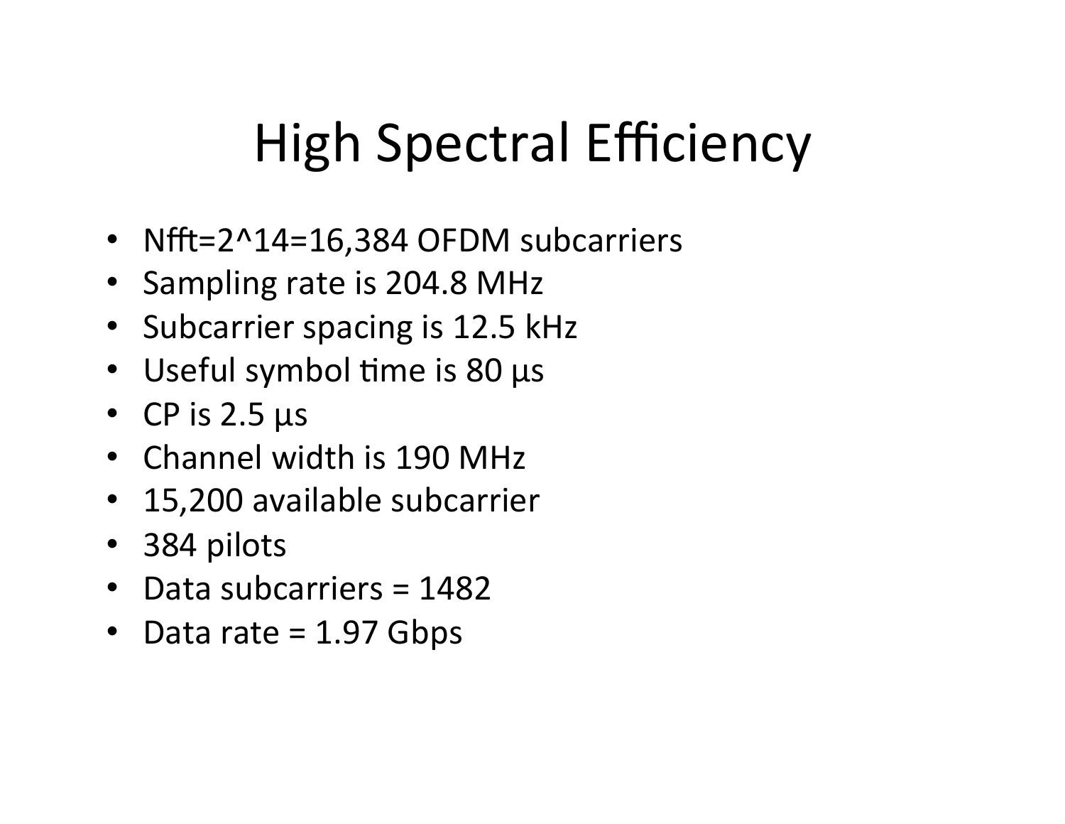# High Spectral Efficiency

- Nfft=2^14=16,384 OFDM subcarriers
- Sampling rate is 204.8 MHz
- Subcarrier spacing is 12.5 kHz
- Useful symbol time is 80 μs
- CP is 2.5 μs
- Channel width is 190 MHz
- 15,200 available subcarrier
- 384 pilots
- Data subcarriers = 1482
- Data rate = 1.97 Gbps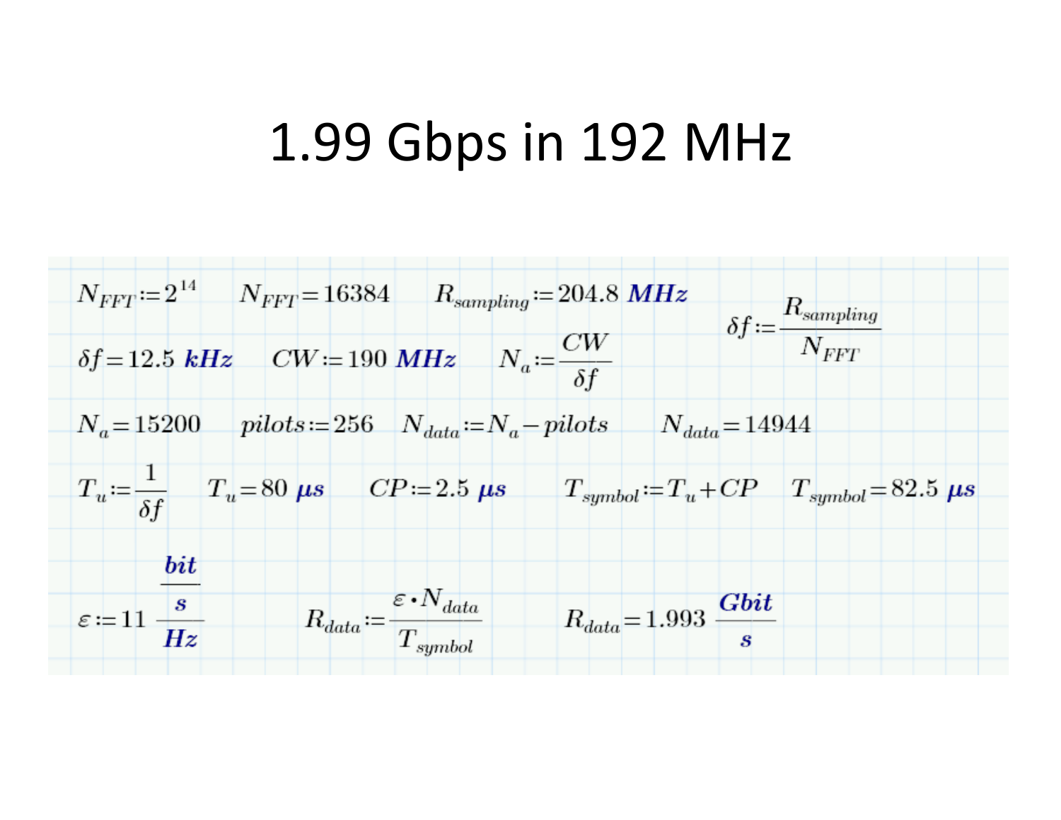# 1.99 Gbps in 192 MHz

$N_{FFT} := 2^{14}$ $\quad N_{FFT} = 16384$ $\quad R_{sampling} := 204.8\ \mathbf{MHz}$ $\quad \delta f := \dfrac{R_{sampling}}{N_{FFT}}$

$\delta f = 12.5\ \mathbf{kHz}$ $\quad CW := 190\ \mathbf{MHz}$ $\quad N_a := \dfrac{CW}{\delta f}$

$N_a = 15200$ $\quad pilots := 256$ $\quad N_{data} := N_a - pilots$ $\quad N_{data} = 14944$

$T_u := \dfrac{1}{\delta f}$ $\quad T_u = 80\ \boldsymbol{\mu s}$ $\quad CP := 2.5\ \boldsymbol{\mu s}$ $\quad T_{symbol} := T_u + CP$ $\quad T_{symbol} = 82.5\ \boldsymbol{\mu s}$

$\varepsilon := 11\ \dfrac{\frac{\mathbf{bit}}{\mathbf{s}}}{\mathbf{Hz}}$ $\quad R_{data} := \dfrac{\varepsilon \cdot N_{data}}{T_{symbol}}$ $\quad R_{data} = 1.993\ \dfrac{\mathbf{Gbit}}{\mathbf{s}}$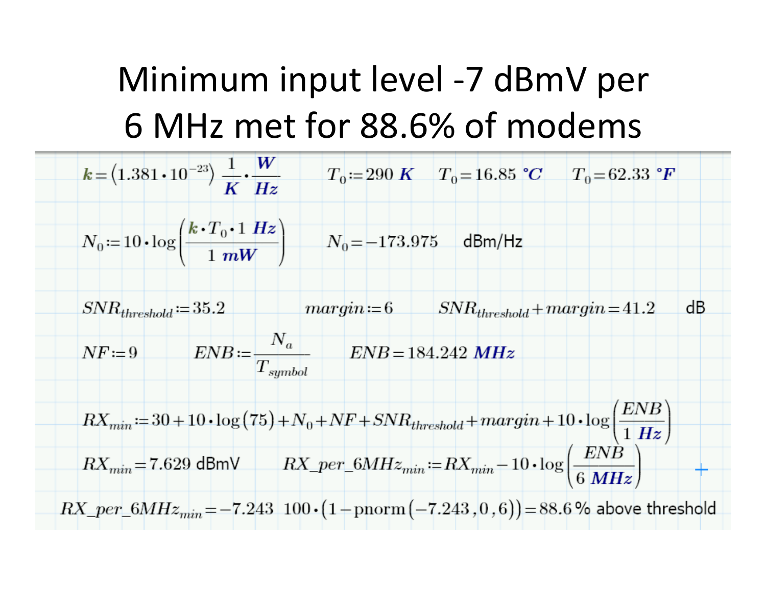# Minimum input level -7 dBmV per 6 MHz met for 88.6% of modems

$k = \left(1.381 \cdot 10^{-23}\right) \frac{1}{K} \cdot \frac{W}{Hz}$ $T_0 := 290\ K$ $T_0 = 16.85\ °C$ $T_0 = 62.33\ °F$

$N_0 := 10 \cdot \log\left(\frac{k \cdot T_0 \cdot 1\ Hz}{1\ mW}\right)$ $N_0 = -173.975$ dBm/Hz

$SNR_{threshold} := 35.2$ $margin := 6$ $SNR_{threshold} + margin = 41.2$ dB

$NF := 9$ $ENB := \frac{N_a}{T_{symbol}}$ $ENB = 184.242\ MHz$

$$RX_{min} := 30 + 10 \cdot \log(75) + N_0 + NF + SNR_{threshold} + margin + 10 \cdot \log\left(\frac{ENB}{1\ Hz}\right)$$

$RX_{min} = 7.629$ dBmV $RX\_per\_6MHz_{min} := RX_{min} - 10 \cdot \log\left(\frac{ENB}{6\ MHz}\right)$

$RX\_per\_6MHz_{min} = -7.243$ $100 \cdot (1 - \text{pnorm}(-7.243, 0, 6)) = 88.6\%$ above threshold